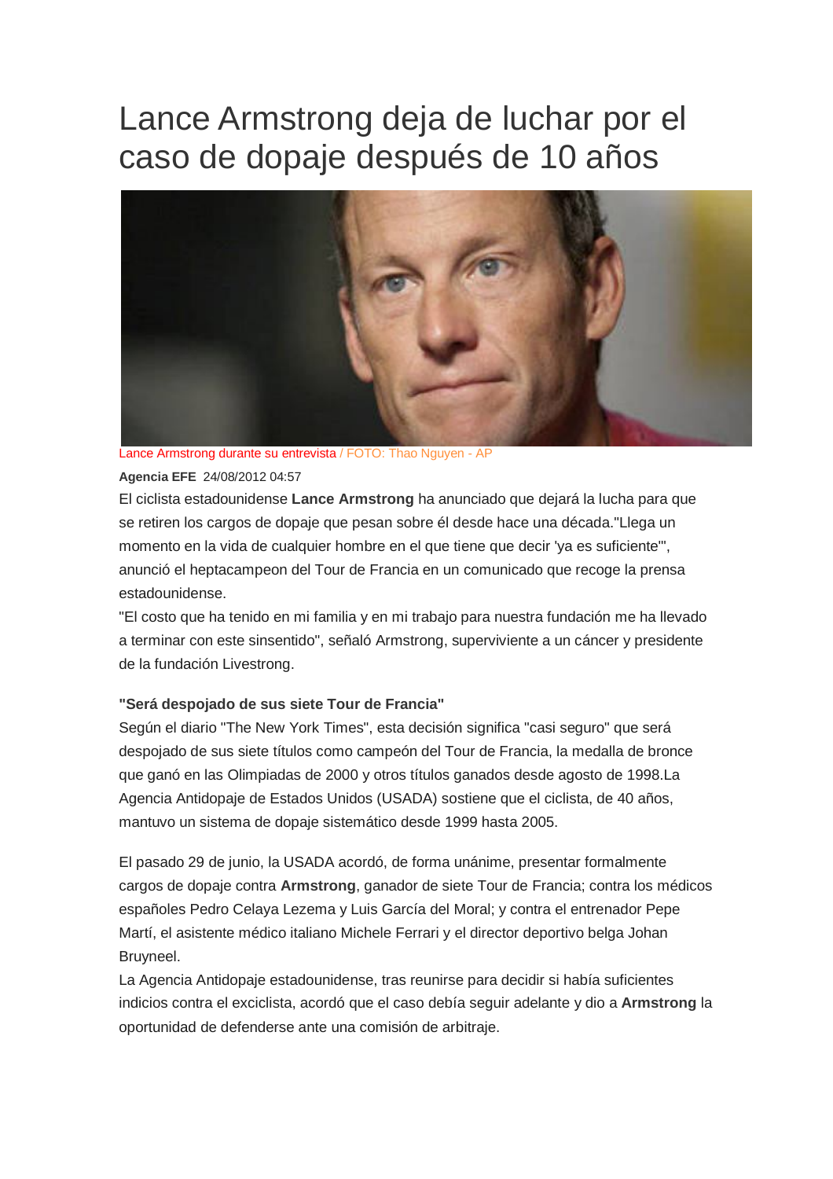# Lance Armstrong deja de luchar por el caso de dopaje después de 10 años

Lance Armstrong durante su entrevista / FOTO: Thao Nguyen - AP

**Agencia EFE** 24/08/2012 04:57

El ciclista estadounidense **Lance Armstrong** ha anunciado que dejará la lucha para que se retiren los cargos de dopaje que pesan sobre él desde hace una década."Llega un momento en la vida de cualquier hombre en el que tiene que decir 'ya es suficiente'", anunció el heptacampeon del Tour de Francia en un comunicado que recoge la prensa estadounidense.

"El costo que ha tenido en mi familia y en mi trabajo para nuestra fundación me ha llevado a terminar con este sinsentido", señaló Armstrong, superviviente a un cáncer y presidente de la fundación Livestrong.

**"Será despojado de sus siete Tour de Francia"**

Según el diario "The New York Times", esta decisión significa "casi seguro" que será despojado de sus siete títulos como campeón del Tour de Francia, la medalla de bronce que ganó en las Olimpiadas de 2000 y otros títulos ganados desde agosto de 1998.La Agencia Antidopaje de Estados Unidos (USADA) sostiene que el ciclista, de 40 años, mantuvo un sistema de dopaje sistemático desde 1999 hasta 2005.

El pasado 29 de junio, la USADA acordó, de forma unánime, presentar formalmente cargos de dopaje contra **Armstrong**, ganador de siete Tour de Francia; contra los médicos españoles Pedro Celaya Lezema y Luis García del Moral; y contra el entrenador Pepe Martí, el asistente médico italiano Michele Ferrari y el director deportivo belga Johan Bruyneel.

La Agencia Antidopaje estadounidense, tras reunirse para decidir si había suficientes indicios contra el exciclista, acordó que el caso debía seguir adelante y dio a **Armstrong** la oportunidad de defenderse ante una comisión de arbitraje.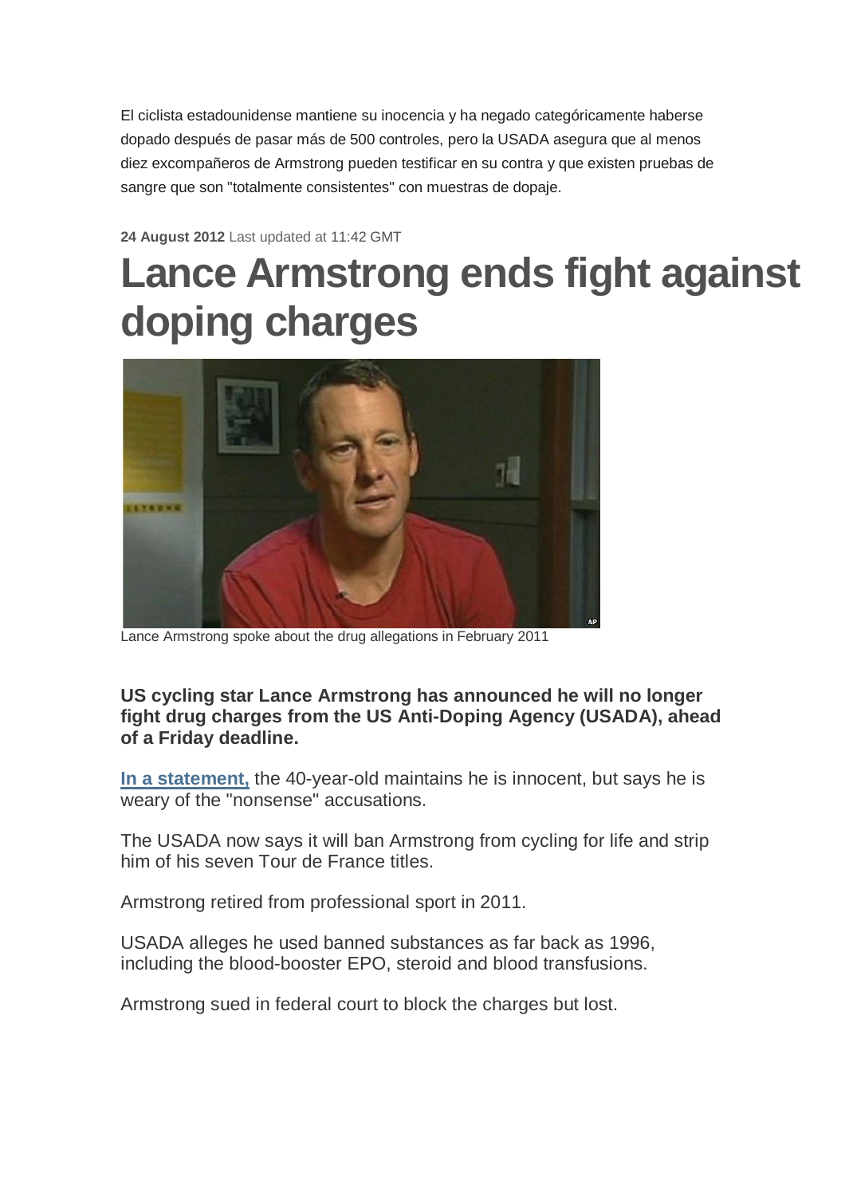El ciclista estadounidense mantiene su inocencia y ha negado categóricamente haberse dopado después de pasar más de 500 controles, pero la USADA asegura que al menos diez excompañeros de Armstrong pueden testificar en su contra y que existen pruebas de sangre que son "totalmente consistentes" con muestras de dopaje.

**24 August 2012** Last updated at 11:42 GMT

# Lance Armstrong ends fight against doping charges

Lance Armstrong spoke about the drug allegations in February 2011

**US cycling star Lance Armstrong has announced he will no longer fight drug charges from the US Anti-Doping Agency (USADA), ahead of a Friday deadline.**

**In a statement,** the 40-year-old maintains he is innocent, but says he is weary of the "nonsense" accusations.

The USADA now says it will ban Armstrong from cycling for life and strip him of his seven Tour de France titles.

Armstrong retired from professional sport in 2011.

USADA alleges he used banned substances as far back as 1996, including the blood-booster EPO, steroid and blood transfusions.

Armstrong sued in federal court to block the charges but lost.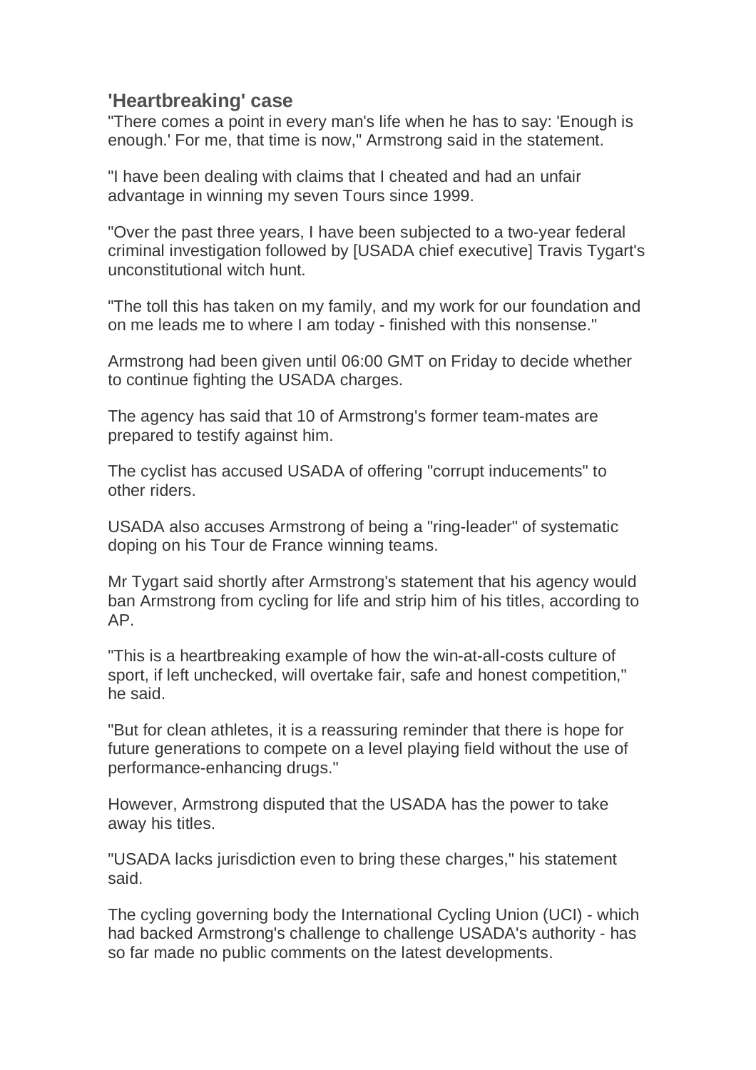## 'Heartbreaking' case

"There comes a point in every man's life when he has to say: 'Enough is enough.' For me, that time is now," Armstrong said in the statement.

"I have been dealing with claims that I cheated and had an unfair advantage in winning my seven Tours since 1999.

"Over the past three years, I have been subjected to a two-year federal criminal investigation followed by [USADA chief executive] Travis Tygart's unconstitutional witch hunt.

"The toll this has taken on my family, and my work for our foundation and on me leads me to where I am today - finished with this nonsense."

Armstrong had been given until 06:00 GMT on Friday to decide whether to continue fighting the USADA charges.

The agency has said that 10 of Armstrong's former team-mates are prepared to testify against him.

The cyclist has accused USADA of offering "corrupt inducements" to other riders.

USADA also accuses Armstrong of being a "ring-leader" of systematic doping on his Tour de France winning teams.

Mr Tygart said shortly after Armstrong's statement that his agency would ban Armstrong from cycling for life and strip him of his titles, according to AP.

"This is a heartbreaking example of how the win-at-all-costs culture of sport, if left unchecked, will overtake fair, safe and honest competition," he said.

"But for clean athletes, it is a reassuring reminder that there is hope for future generations to compete on a level playing field without the use of performance-enhancing drugs."

However, Armstrong disputed that the USADA has the power to take away his titles.

"USADA lacks jurisdiction even to bring these charges," his statement said.

The cycling governing body the International Cycling Union (UCI) - which had backed Armstrong's challenge to challenge USADA's authority - has so far made no public comments on the latest developments.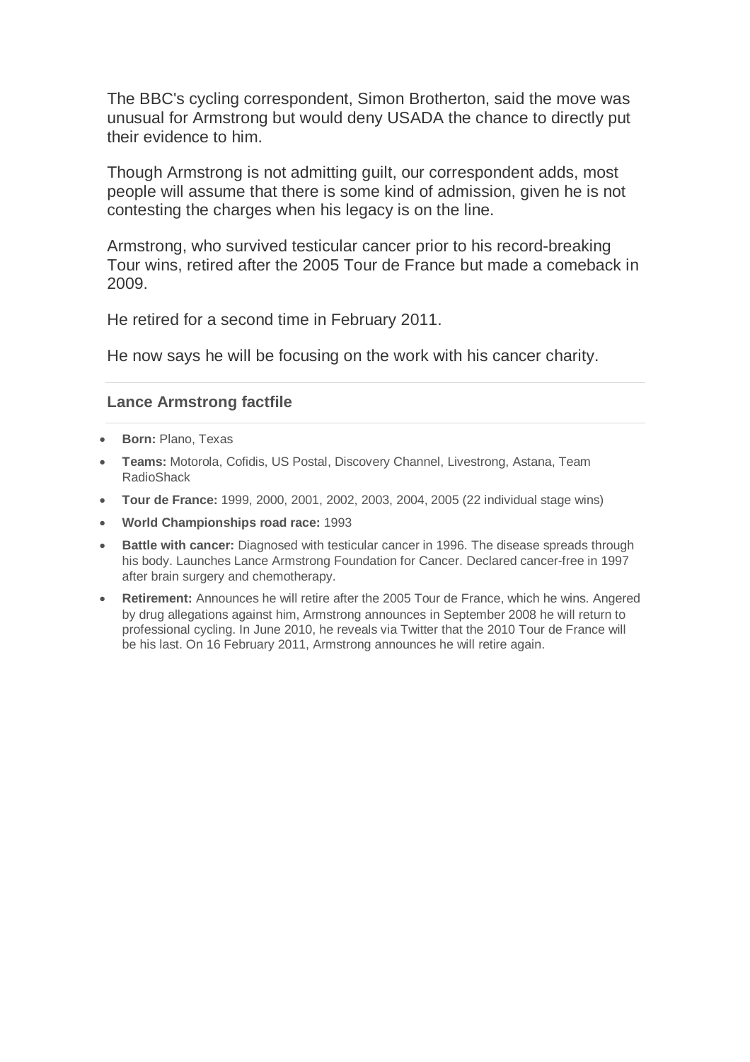The BBC's cycling correspondent, Simon Brotherton, said the move was unusual for Armstrong but would deny USADA the chance to directly put their evidence to him.

Though Armstrong is not admitting guilt, our correspondent adds, most people will assume that there is some kind of admission, given he is not contesting the charges when his legacy is on the line.

Armstrong, who survived testicular cancer prior to his record-breaking Tour wins, retired after the 2005 Tour de France but made a comeback in 2009.

He retired for a second time in February 2011.

He now says he will be focusing on the work with his cancer charity.

### Lance Armstrong factfile

- **Born:** Plano, Texas
- **Teams:** Motorola, Cofidis, US Postal, Discovery Channel, Livestrong, Astana, Team RadioShack
- **Tour de France:** 1999, 2000, 2001, 2002, 2003, 2004, 2005 (22 individual stage wins)
- **World Championships road race:** 1993
- **Battle with cancer:** Diagnosed with testicular cancer in 1996. The disease spreads through his body. Launches Lance Armstrong Foundation for Cancer. Declared cancer-free in 1997 after brain surgery and chemotherapy.
- **Retirement:** Announces he will retire after the 2005 Tour de France, which he wins. Angered by drug allegations against him, Armstrong announces in September 2008 he will return to professional cycling. In June 2010, he reveals via Twitter that the 2010 Tour de France will be his last. On 16 February 2011, Armstrong announces he will retire again.